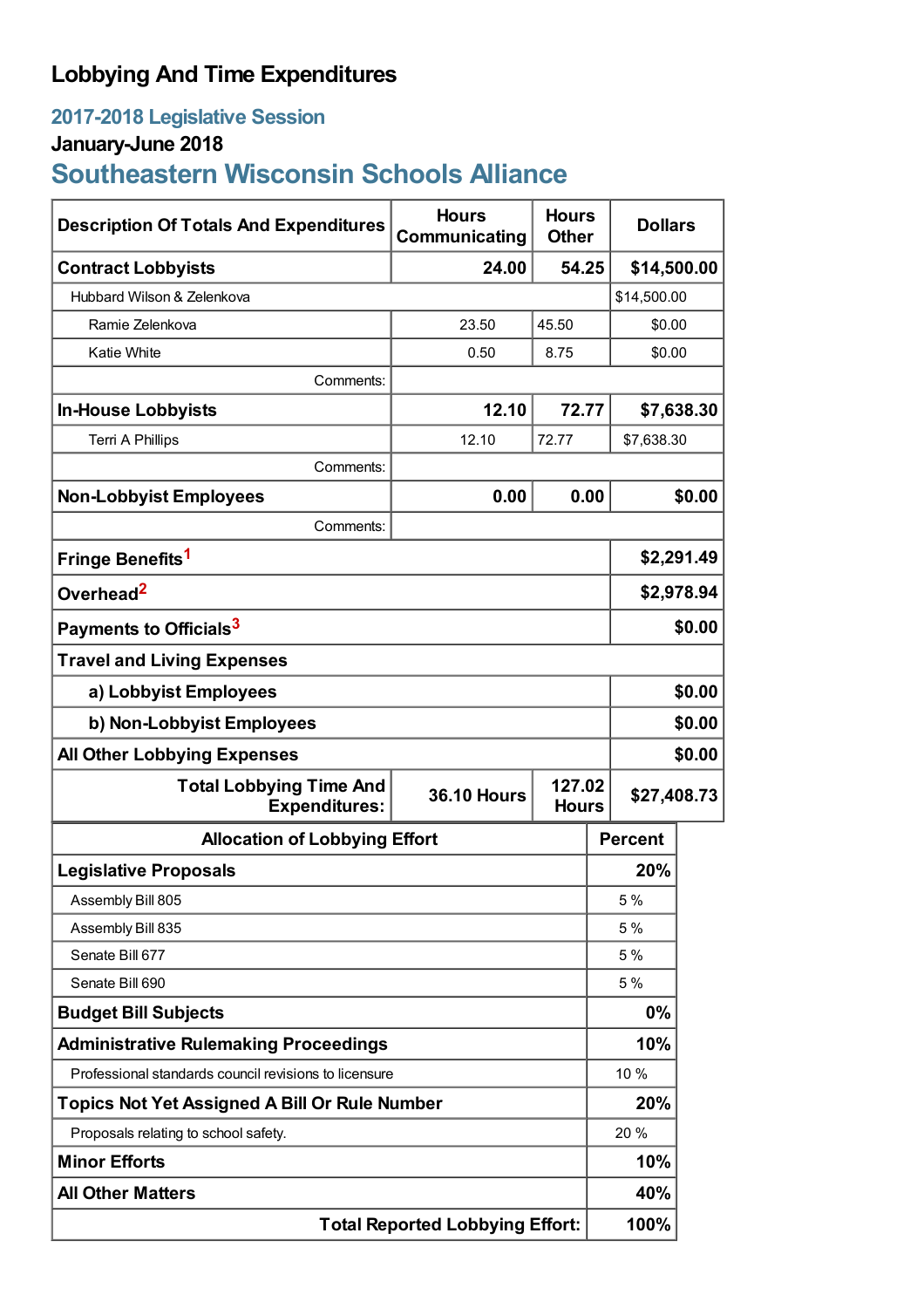# Lobbying And Time Expenditures

## 2017-2018 Legislative Session

### January-June 2018

## Southeastern Wisconsin Schools Alliance

| Description Of Totals And Expenditures | Hours Communicating | Hours Other | Dollars |
|---|---|---|---|
| **Contract Lobbyists** | **24.00** | **54.25** | **$14,500.00** |
| Hubbard Wilson & Zelenkova | | | $14,500.00 |
| Ramie Zelenkova | 23.50 | 45.50 | $0.00 |
| Katie White | 0.50 | 8.75 | $0.00 |
| Comments: | | | |
| **In-House Lobbyists** | **12.10** | **72.77** | **$7,638.30** |
| Terri A Phillips | 12.10 | 72.77 | $7,638.30 |
| Comments: | | | |
| **Non-Lobbyist Employees** | **0.00** | **0.00** | **$0.00** |
| Comments: | | | |
| **Fringe Benefits**[1] | | | **$2,291.49** |
| **Overhead**[2] | | | **$2,978.94** |
| **Payments to Officials**[3] | | | **$0.00** |
| **Travel and Living Expenses** | | | |
| **a) Lobbyist Employees** | | | **$0.00** |
| **b) Non-Lobbyist Employees** | | | **$0.00** |
| **All Other Lobbying Expenses** | | | **$0.00** |
| **Total Lobbying Time And Expenditures:** | **36.10 Hours** | **127.02 Hours** | **$27,408.73** |

| Allocation of Lobbying Effort | Percent |
|---|---|
| **Legislative Proposals** | **20%** |
| Assembly Bill 805 | 5 % |
| Assembly Bill 835 | 5 % |
| Senate Bill 677 | 5 % |
| Senate Bill 690 | 5 % |
| **Budget Bill Subjects** | **0%** |
| **Administrative Rulemaking Proceedings** | **10%** |
| Professional standards council revisions to licensure | 10 % |
| **Topics Not Yet Assigned A Bill Or Rule Number** | **20%** |
| Proposals relating to school safety. | 20 % |
| **Minor Efforts** | **10%** |
| **All Other Matters** | **40%** |
| **Total Reported Lobbying Effort:** | **100%** |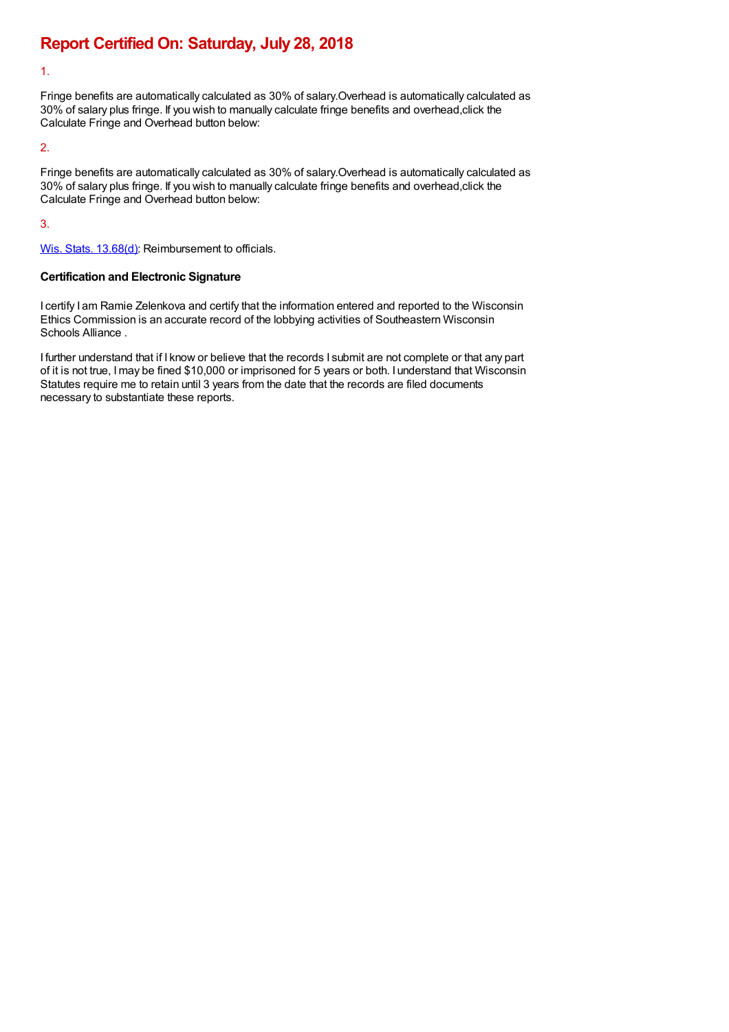# Report Certified On: Saturday, July 28, 2018

1.

Fringe benefits are automatically calculated as 30% of salary.Overhead is automatically calculated as 30% of salary plus fringe. If you wish to manually calculate fringe benefits and overhead,click the Calculate Fringe and Overhead button below:

2.

Fringe benefits are automatically calculated as 30% of salary.Overhead is automatically calculated as 30% of salary plus fringe. If you wish to manually calculate fringe benefits and overhead,click the Calculate Fringe and Overhead button below:

3.

Wis. Stats. 13.68(d): Reimbursement to officials.

**Certification and Electronic Signature**

I certify I am Ramie Zelenkova and certify that the information entered and reported to the Wisconsin Ethics Commission is an accurate record of the lobbying activities of Southeastern Wisconsin Schools Alliance .

I further understand that if I know or believe that the records I submit are not complete or that any part of it is not true, I may be fined $10,000 or imprisoned for 5 years or both. I understand that Wisconsin Statutes require me to retain until 3 years from the date that the records are filed documents necessary to substantiate these reports.